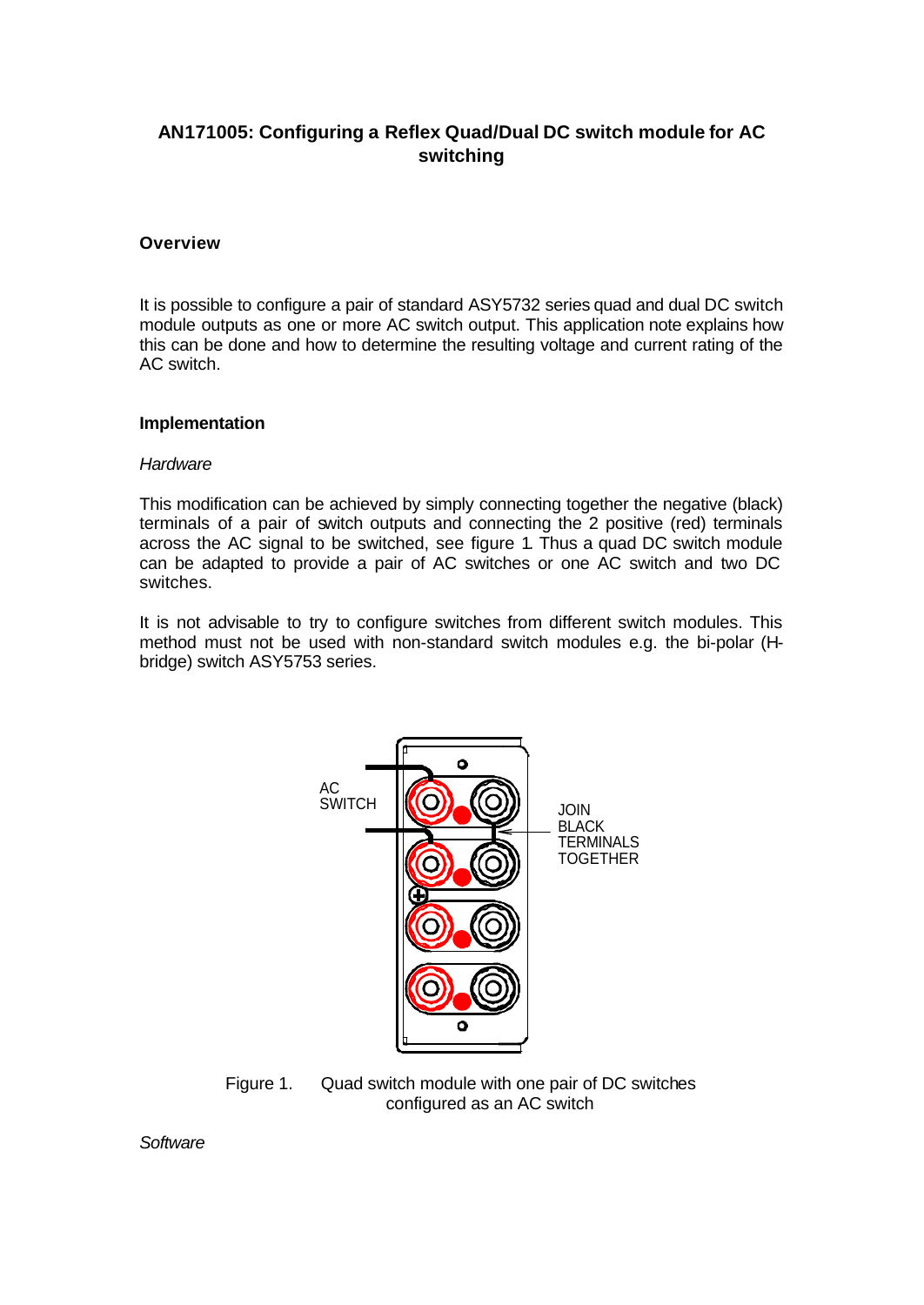## AN171005: Configuring a Reflex Quad/Dual DC switch module for AC switching

### Overview

It is possible to configure a pair of standard ASY5732 series quad and dual DC switch module outputs as one or more AC switch output. This application note explains how this can be done and how to determine the resulting voltage and current rating of the AC switch.

### Implementation

*Hardware*

This modification can be achieved by simply connecting together the negative (black) terminals of a pair of switch outputs and connecting the 2 positive (red) terminals across the AC signal to be switched, see figure 1. Thus a quad DC switch module can be adapted to provide a pair of AC switches or one AC switch and two DC switches.

It is not advisable to try to configure switches from different switch modules. This method must not be used with non-standard switch modules e.g. the bi-polar (H-bridge) switch ASY5753 series.

AC SWITCH

JOIN BLACK TERMINALS TOGETHER

Figure 1. Quad switch module with one pair of DC switches configured as an AC switch

*Software*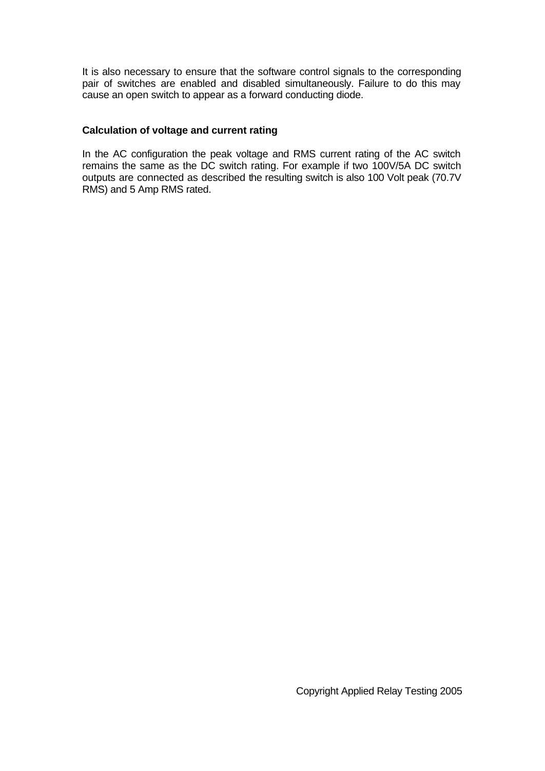It is also necessary to ensure that the software control signals to the corresponding pair of switches are enabled and disabled simultaneously. Failure to do this may cause an open switch to appear as a forward conducting diode.

**Calculation of voltage and current rating**

In the AC configuration the peak voltage and RMS current rating of the AC switch remains the same as the DC switch rating. For example if two 100V/5A DC switch outputs are connected as described the resulting switch is also 100 Volt peak (70.7V RMS) and 5 Amp RMS rated.

Copyright Applied Relay Testing 2005